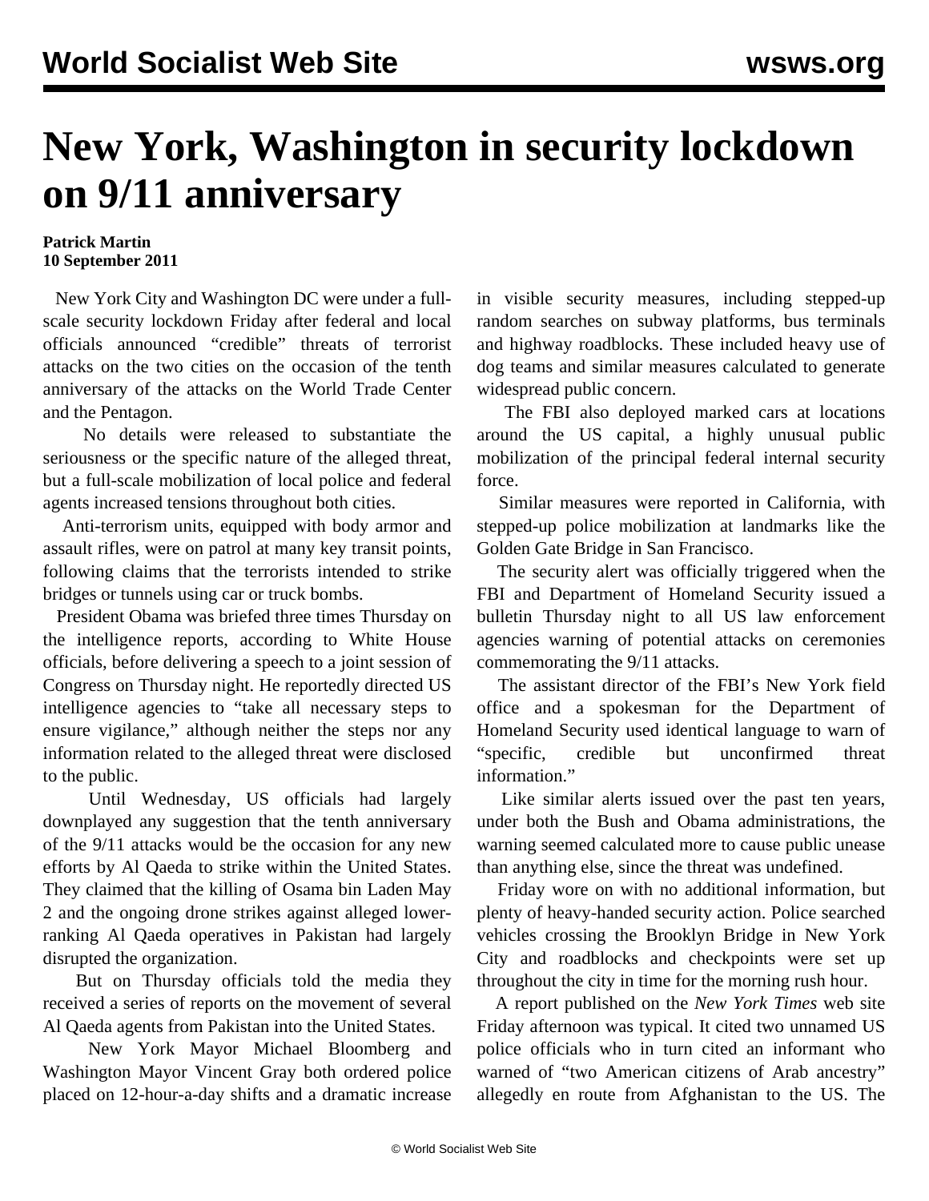# New York, Washington in security lockdown on 9/11 anniversary

**Patrick Martin**
**10 September 2011**

New York City and Washington DC were under a full-scale security lockdown Friday after federal and local officials announced "credible" threats of terrorist attacks on the two cities on the occasion of the tenth anniversary of the attacks on the World Trade Center and the Pentagon.

No details were released to substantiate the seriousness or the specific nature of the alleged threat, but a full-scale mobilization of local police and federal agents increased tensions throughout both cities.

Anti-terrorism units, equipped with body armor and assault rifles, were on patrol at many key transit points, following claims that the terrorists intended to strike bridges or tunnels using car or truck bombs.

President Obama was briefed three times Thursday on the intelligence reports, according to White House officials, before delivering a speech to a joint session of Congress on Thursday night. He reportedly directed US intelligence agencies to "take all necessary steps to ensure vigilance," although neither the steps nor any information related to the alleged threat were disclosed to the public.

Until Wednesday, US officials had largely downplayed any suggestion that the tenth anniversary of the 9/11 attacks would be the occasion for any new efforts by Al Qaeda to strike within the United States. They claimed that the killing of Osama bin Laden May 2 and the ongoing drone strikes against alleged lower-ranking Al Qaeda operatives in Pakistan had largely disrupted the organization.

But on Thursday officials told the media they received a series of reports on the movement of several Al Qaeda agents from Pakistan into the United States.

New York Mayor Michael Bloomberg and Washington Mayor Vincent Gray both ordered police placed on 12-hour-a-day shifts and a dramatic increase in visible security measures, including stepped-up random searches on subway platforms, bus terminals and highway roadblocks. These included heavy use of dog teams and similar measures calculated to generate widespread public concern.

The FBI also deployed marked cars at locations around the US capital, a highly unusual public mobilization of the principal federal internal security force.

Similar measures were reported in California, with stepped-up police mobilization at landmarks like the Golden Gate Bridge in San Francisco.

The security alert was officially triggered when the FBI and Department of Homeland Security issued a bulletin Thursday night to all US law enforcement agencies warning of potential attacks on ceremonies commemorating the 9/11 attacks.

The assistant director of the FBI's New York field office and a spokesman for the Department of Homeland Security used identical language to warn of "specific, credible but unconfirmed threat information."

Like similar alerts issued over the past ten years, under both the Bush and Obama administrations, the warning seemed calculated more to cause public unease than anything else, since the threat was undefined.

Friday wore on with no additional information, but plenty of heavy-handed security action. Police searched vehicles crossing the Brooklyn Bridge in New York City and roadblocks and checkpoints were set up throughout the city in time for the morning rush hour.

A report published on the *New York Times* web site Friday afternoon was typical. It cited two unnamed US police officials who in turn cited an informant who warned of "two American citizens of Arab ancestry" allegedly en route from Afghanistan to the US. The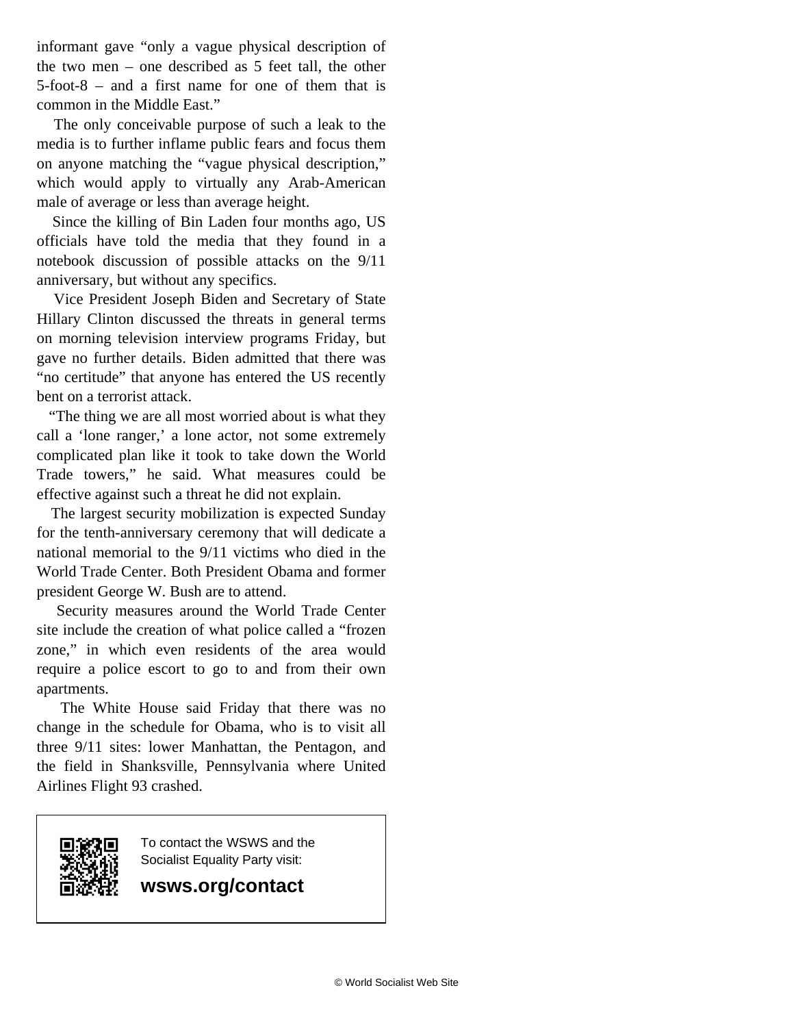informant gave "only a vague physical description of the two men – one described as 5 feet tall, the other 5-foot-8 – and a first name for one of them that is common in the Middle East."

The only conceivable purpose of such a leak to the media is to further inflame public fears and focus them on anyone matching the "vague physical description," which would apply to virtually any Arab-American male of average or less than average height.

Since the killing of Bin Laden four months ago, US officials have told the media that they found in a notebook discussion of possible attacks on the 9/11 anniversary, but without any specifics.

Vice President Joseph Biden and Secretary of State Hillary Clinton discussed the threats in general terms on morning television interview programs Friday, but gave no further details. Biden admitted that there was "no certitude" that anyone has entered the US recently bent on a terrorist attack.

"The thing we are all most worried about is what they call a 'lone ranger,' a lone actor, not some extremely complicated plan like it took to take down the World Trade towers," he said. What measures could be effective against such a threat he did not explain.

The largest security mobilization is expected Sunday for the tenth-anniversary ceremony that will dedicate a national memorial to the 9/11 victims who died in the World Trade Center. Both President Obama and former president George W. Bush are to attend.

Security measures around the World Trade Center site include the creation of what police called a "frozen zone," in which even residents of the area would require a police escort to go to and from their own apartments.

The White House said Friday that there was no change in the schedule for Obama, who is to visit all three 9/11 sites: lower Manhattan, the Pentagon, and the field in Shanksville, Pennsylvania where United Airlines Flight 93 crashed.

To contact the WSWS and the Socialist Equality Party visit:

**wsws.org/contact**